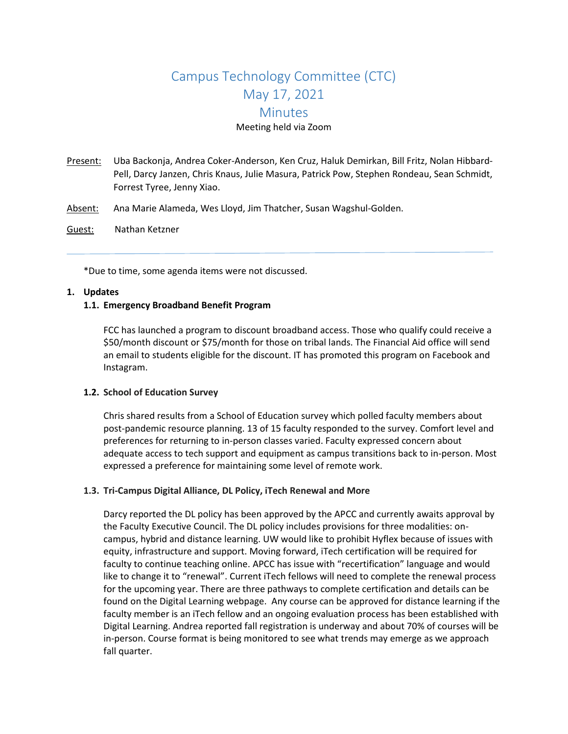# Campus Technology Committee (CTC)
# May 17, 2021
# Minutes

Meeting held via Zoom

Present: Uba Backonja, Andrea Coker-Anderson, Ken Cruz, Haluk Demirkan, Bill Fritz, Nolan Hibbard-Pell, Darcy Janzen, Chris Knaus, Julie Masura, Patrick Pow, Stephen Rondeau, Sean Schmidt, Forrest Tyree, Jenny Xiao.

Absent: Ana Marie Alameda, Wes Lloyd, Jim Thatcher, Susan Wagshul-Golden.

Guest: Nathan Ketzner

---

*Due to time, some agenda items were not discussed.

## 1. Updates

### 1.1. Emergency Broadband Benefit Program

FCC has launched a program to discount broadband access. Those who qualify could receive a $50/month discount or $75/month for those on tribal lands. The Financial Aid office will send an email to students eligible for the discount. IT has promoted this program on Facebook and Instagram.

### 1.2. School of Education Survey

Chris shared results from a School of Education survey which polled faculty members about post-pandemic resource planning. 13 of 15 faculty responded to the survey. Comfort level and preferences for returning to in-person classes varied. Faculty expressed concern about adequate access to tech support and equipment as campus transitions back to in-person. Most expressed a preference for maintaining some level of remote work.

### 1.3. Tri-Campus Digital Alliance, DL Policy, iTech Renewal and More

Darcy reported the DL policy has been approved by the APCC and currently awaits approval by the Faculty Executive Council. The DL policy includes provisions for three modalities: on-campus, hybrid and distance learning. UW would like to prohibit Hyflex because of issues with equity, infrastructure and support. Moving forward, iTech certification will be required for faculty to continue teaching online. APCC has issue with "recertification" language and would like to change it to "renewal". Current iTech fellows will need to complete the renewal process for the upcoming year. There are three pathways to complete certification and details can be found on the Digital Learning webpage. Any course can be approved for distance learning if the faculty member is an iTech fellow and an ongoing evaluation process has been established with Digital Learning. Andrea reported fall registration is underway and about 70% of courses will be in-person. Course format is being monitored to see what trends may emerge as we approach fall quarter.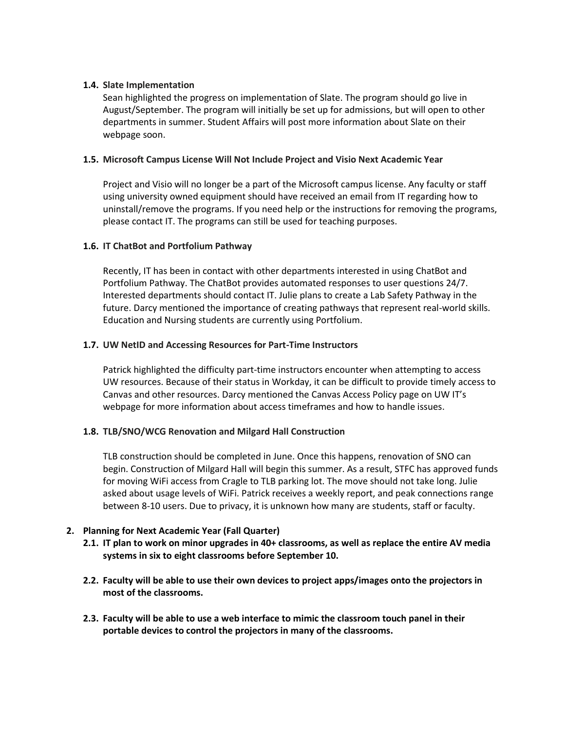### 1.4. Slate Implementation

Sean highlighted the progress on implementation of Slate. The program should go live in August/September. The program will initially be set up for admissions, but will open to other departments in summer. Student Affairs will post more information about Slate on their webpage soon.

### 1.5. Microsoft Campus License Will Not Include Project and Visio Next Academic Year

Project and Visio will no longer be a part of the Microsoft campus license. Any faculty or staff using university owned equipment should have received an email from IT regarding how to uninstall/remove the programs. If you need help or the instructions for removing the programs, please contact IT. The programs can still be used for teaching purposes.

### 1.6. IT ChatBot and Portfolium Pathway

Recently, IT has been in contact with other departments interested in using ChatBot and Portfolium Pathway. The ChatBot provides automated responses to user questions 24/7. Interested departments should contact IT. Julie plans to create a Lab Safety Pathway in the future. Darcy mentioned the importance of creating pathways that represent real-world skills. Education and Nursing students are currently using Portfolium.

### 1.7. UW NetID and Accessing Resources for Part-Time Instructors

Patrick highlighted the difficulty part-time instructors encounter when attempting to access UW resources. Because of their status in Workday, it can be difficult to provide timely access to Canvas and other resources. Darcy mentioned the Canvas Access Policy page on UW IT's webpage for more information about access timeframes and how to handle issues.

### 1.8. TLB/SNO/WCG Renovation and Milgard Hall Construction

TLB construction should be completed in June. Once this happens, renovation of SNO can begin. Construction of Milgard Hall will begin this summer. As a result, STFC has approved funds for moving WiFi access from Cragle to TLB parking lot. The move should not take long. Julie asked about usage levels of WiFi. Patrick receives a weekly report, and peak connections range between 8-10 users. Due to privacy, it is unknown how many are students, staff or faculty.

## 2. Planning for Next Academic Year (Fall Quarter)

**2.1. IT plan to work on minor upgrades in 40+ classrooms, as well as replace the entire AV media systems in six to eight classrooms before September 10.**

**2.2. Faculty will be able to use their own devices to project apps/images onto the projectors in most of the classrooms.**

**2.3. Faculty will be able to use a web interface to mimic the classroom touch panel in their portable devices to control the projectors in many of the classrooms.**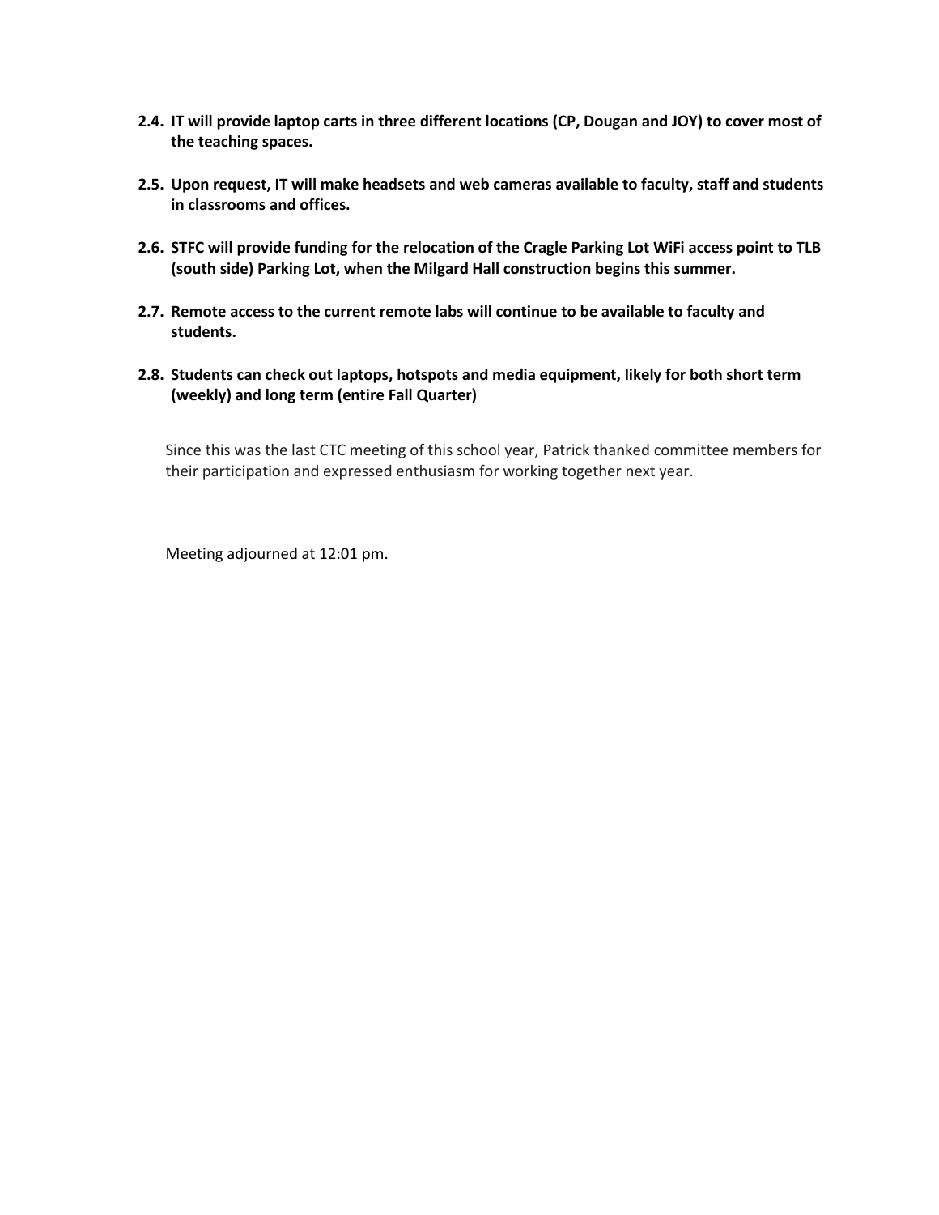**2.4. IT will provide laptop carts in three different locations (CP, Dougan and JOY) to cover most of the teaching spaces.**

**2.5. Upon request, IT will make headsets and web cameras available to faculty, staff and students in classrooms and offices.**

**2.6. STFC will provide funding for the relocation of the Cragle Parking Lot WiFi access point to TLB (south side) Parking Lot, when the Milgard Hall construction begins this summer.**

**2.7. Remote access to the current remote labs will continue to be available to faculty and students.**

**2.8. Students can check out laptops, hotspots and media equipment, likely for both short term (weekly) and long term (entire Fall Quarter)**

Since this was the last CTC meeting of this school year, Patrick thanked committee members for their participation and expressed enthusiasm for working together next year.

Meeting adjourned at 12:01 pm.